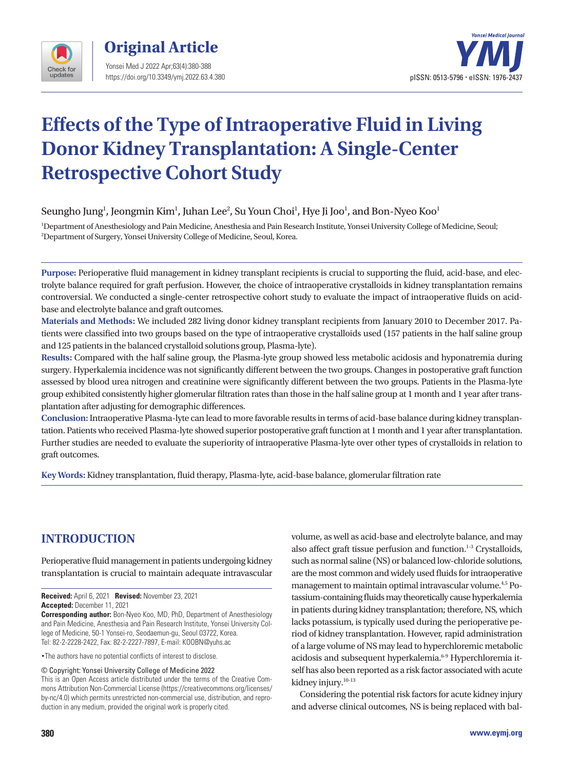# Effects of the Type of Intraoperative Fluid in Living Donor Kidney Transplantation: A Single-Center Retrospective Cohort Study

Seungho Jung[1], Jeongmin Kim[1], Juhan Lee[2], Su Youn Choi[1], Hye Ji Joo[1], and Bon-Nyeo Koo[1]

[1]Department of Anesthesiology and Pain Medicine, Anesthesia and Pain Research Institute, Yonsei University College of Medicine, Seoul;
[2]Department of Surgery, Yonsei University College of Medicine, Seoul, Korea.

**Purpose:** Perioperative fluid management in kidney transplant recipients is crucial to supporting the fluid, acid-base, and electrolyte balance required for graft perfusion. However, the choice of intraoperative crystalloids in kidney transplantation remains controversial. We conducted a single-center retrospective cohort study to evaluate the impact of intraoperative fluids on acid-base and electrolyte balance and graft outcomes.

**Materials and Methods:** We included 282 living donor kidney transplant recipients from January 2010 to December 2017. Patients were classified into two groups based on the type of intraoperative crystalloids used (157 patients in the half saline group and 125 patients in the balanced crystalloid solutions group, Plasma-lyte).

**Results:** Compared with the half saline group, the Plasma-lyte group showed less metabolic acidosis and hyponatremia during surgery. Hyperkalemia incidence was not significantly different between the two groups. Changes in postoperative graft function assessed by blood urea nitrogen and creatinine were significantly different between the two groups. Patients in the Plasma-lyte group exhibited consistently higher glomerular filtration rates than those in the half saline group at 1 month and 1 year after transplantation after adjusting for demographic differences.

**Conclusion:** Intraoperative Plasma-lyte can lead to more favorable results in terms of acid-base balance during kidney transplantation. Patients who received Plasma-lyte showed superior postoperative graft function at 1 month and 1 year after transplantation. Further studies are needed to evaluate the superiority of intraoperative Plasma-lyte over other types of crystalloids in relation to graft outcomes.

**Key Words:** Kidney transplantation, fluid therapy, Plasma-lyte, acid-base balance, glomerular filtration rate

## INTRODUCTION

Perioperative fluid management in patients undergoing kidney transplantation is crucial to maintain adequate intravascular volume, as well as acid-base and electrolyte balance, and may also affect graft tissue perfusion and function.[1-3] Crystalloids, such as normal saline (NS) or balanced low-chloride solutions, are the most common and widely used fluids for intraoperative management to maintain optimal intravascular volume.[4,5] Potassium-containing fluids may theoretically cause hyperkalemia in patients during kidney transplantation; therefore, NS, which lacks potassium, is typically used during the perioperative period of kidney transplantation. However, rapid administration of a large volume of NS may lead to hyperchloremic metabolic acidosis and subsequent hyperkalemia.[6-9] Hyperchloremia itself has also been reported as a risk factor associated with acute kidney injury.[10-13]

Considering the potential risk factors for acute kidney injury and adverse clinical outcomes, NS is being replaced with bal-

**Received:** April 6, 2021 **Revised:** November 23, 2021
**Accepted:** December 11, 2021
**Corresponding author:** Bon-Nyeo Koo, MD, PhD, Department of Anesthesiology and Pain Medicine, Anesthesia and Pain Research Institute, Yonsei University College of Medicine, 50-1 Yonsei-ro, Seodaemun-gu, Seoul 03722, Korea.
Tel: 82-2-2228-2422, Fax: 82-2-2227-7897, E-mail: KOOBN@yuhs.ac

•The authors have no potential conflicts of interest to disclose.

© Copyright: Yonsei University College of Medicine 2022
This is an Open Access article distributed under the terms of the Creative Commons Attribution Non-Commercial License (https://creativecommons.org/licenses/by-nc/4.0) which permits unrestricted non-commercial use, distribution, and reproduction in any medium, provided the original work is properly cited.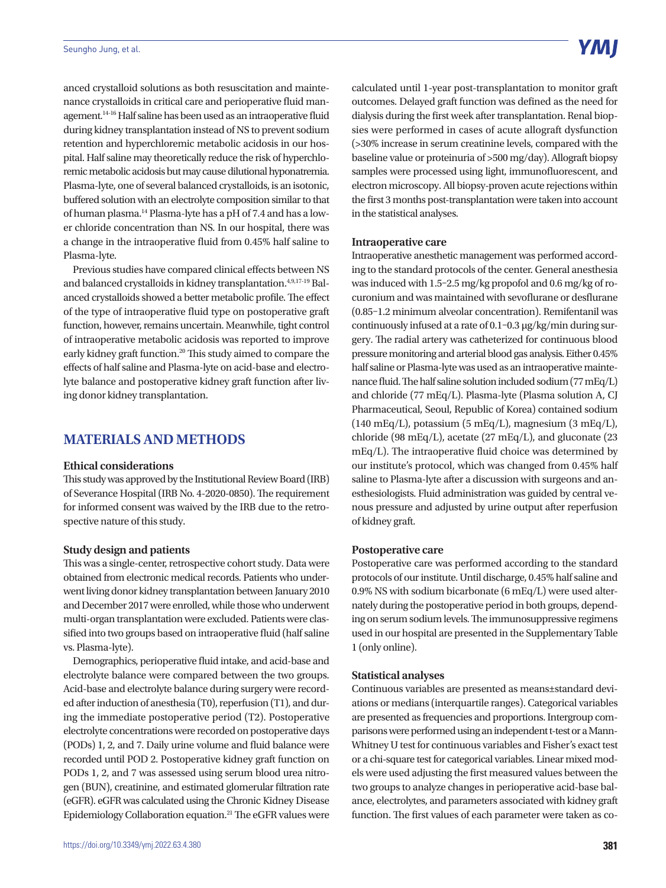anced crystalloid solutions as both resuscitation and maintenance crystalloids in critical care and perioperative fluid management.[14-16] Half saline has been used as an intraoperative fluid during kidney transplantation instead of NS to prevent sodium retention and hyperchloremic metabolic acidosis in our hospital. Half saline may theoretically reduce the risk of hyperchloremic metabolic acidosis but may cause dilutional hyponatremia. Plasma-lyte, one of several balanced crystalloids, is an isotonic, buffered solution with an electrolyte composition similar to that of human plasma.[14] Plasma-lyte has a pH of 7.4 and has a lower chloride concentration than NS. In our hospital, there was a change in the intraoperative fluid from 0.45% half saline to Plasma-lyte.

Previous studies have compared clinical effects between NS and balanced crystalloids in kidney transplantation.[4,9,17-19] Balanced crystalloids showed a better metabolic profile. The effect of the type of intraoperative fluid type on postoperative graft function, however, remains uncertain. Meanwhile, tight control of intraoperative metabolic acidosis was reported to improve early kidney graft function.[20] This study aimed to compare the effects of half saline and Plasma-lyte on acid-base and electrolyte balance and postoperative kidney graft function after living donor kidney transplantation.

## MATERIALS AND METHODS

### Ethical considerations

This study was approved by the Institutional Review Board (IRB) of Severance Hospital (IRB No. 4-2020-0850). The requirement for informed consent was waived by the IRB due to the retrospective nature of this study.

### Study design and patients

This was a single-center, retrospective cohort study. Data were obtained from electronic medical records. Patients who underwent living donor kidney transplantation between January 2010 and December 2017 were enrolled, while those who underwent multi-organ transplantation were excluded. Patients were classified into two groups based on intraoperative fluid (half saline vs. Plasma-lyte).

Demographics, perioperative fluid intake, and acid-base and electrolyte balance were compared between the two groups. Acid-base and electrolyte balance during surgery were recorded after induction of anesthesia (T0), reperfusion (T1), and during the immediate postoperative period (T2). Postoperative electrolyte concentrations were recorded on postoperative days (PODs) 1, 2, and 7. Daily urine volume and fluid balance were recorded until POD 2. Postoperative kidney graft function on PODs 1, 2, and 7 was assessed using serum blood urea nitrogen (BUN), creatinine, and estimated glomerular filtration rate (eGFR). eGFR was calculated using the Chronic Kidney Disease Epidemiology Collaboration equation.[21] The eGFR values were calculated until 1-year post-transplantation to monitor graft outcomes. Delayed graft function was defined as the need for dialysis during the first week after transplantation. Renal biopsies were performed in cases of acute allograft dysfunction (>30% increase in serum creatinine levels, compared with the baseline value or proteinuria of >500 mg/day). Allograft biopsy samples were processed using light, immunofluorescent, and electron microscopy. All biopsy-proven acute rejections within the first 3 months post-transplantation were taken into account in the statistical analyses.

### Intraoperative care

Intraoperative anesthetic management was performed according to the standard protocols of the center. General anesthesia was induced with 1.5–2.5 mg/kg propofol and 0.6 mg/kg of rocuronium and was maintained with sevoflurane or desflurane (0.85–1.2 minimum alveolar concentration). Remifentanil was continuously infused at a rate of 0.1–0.3 μg/kg/min during surgery. The radial artery was catheterized for continuous blood pressure monitoring and arterial blood gas analysis. Either 0.45% half saline or Plasma-lyte was used as an intraoperative maintenance fluid. The half saline solution included sodium (77 mEq/L) and chloride (77 mEq/L). Plasma-lyte (Plasma solution A, CJ Pharmaceutical, Seoul, Republic of Korea) contained sodium (140 mEq/L), potassium (5 mEq/L), magnesium (3 mEq/L), chloride (98 mEq/L), acetate (27 mEq/L), and gluconate (23 mEq/L). The intraoperative fluid choice was determined by our institute's protocol, which was changed from 0.45% half saline to Plasma-lyte after a discussion with surgeons and anesthesiologists. Fluid administration was guided by central venous pressure and adjusted by urine output after reperfusion of kidney graft.

### Postoperative care

Postoperative care was performed according to the standard protocols of our institute. Until discharge, 0.45% half saline and 0.9% NS with sodium bicarbonate (6 mEq/L) were used alternately during the postoperative period in both groups, depending on serum sodium levels. The immunosuppressive regimens used in our hospital are presented in the Supplementary Table 1 (only online).

### Statistical analyses

Continuous variables are presented as means±standard deviations or medians (interquartile ranges). Categorical variables are presented as frequencies and proportions. Intergroup comparisons were performed using an independent t-test or a Mann-Whitney U test for continuous variables and Fisher's exact test or a chi-square test for categorical variables. Linear mixed models were used adjusting the first measured values between the two groups to analyze changes in perioperative acid-base balance, electrolytes, and parameters associated with kidney graft function. The first values of each parameter were taken as co-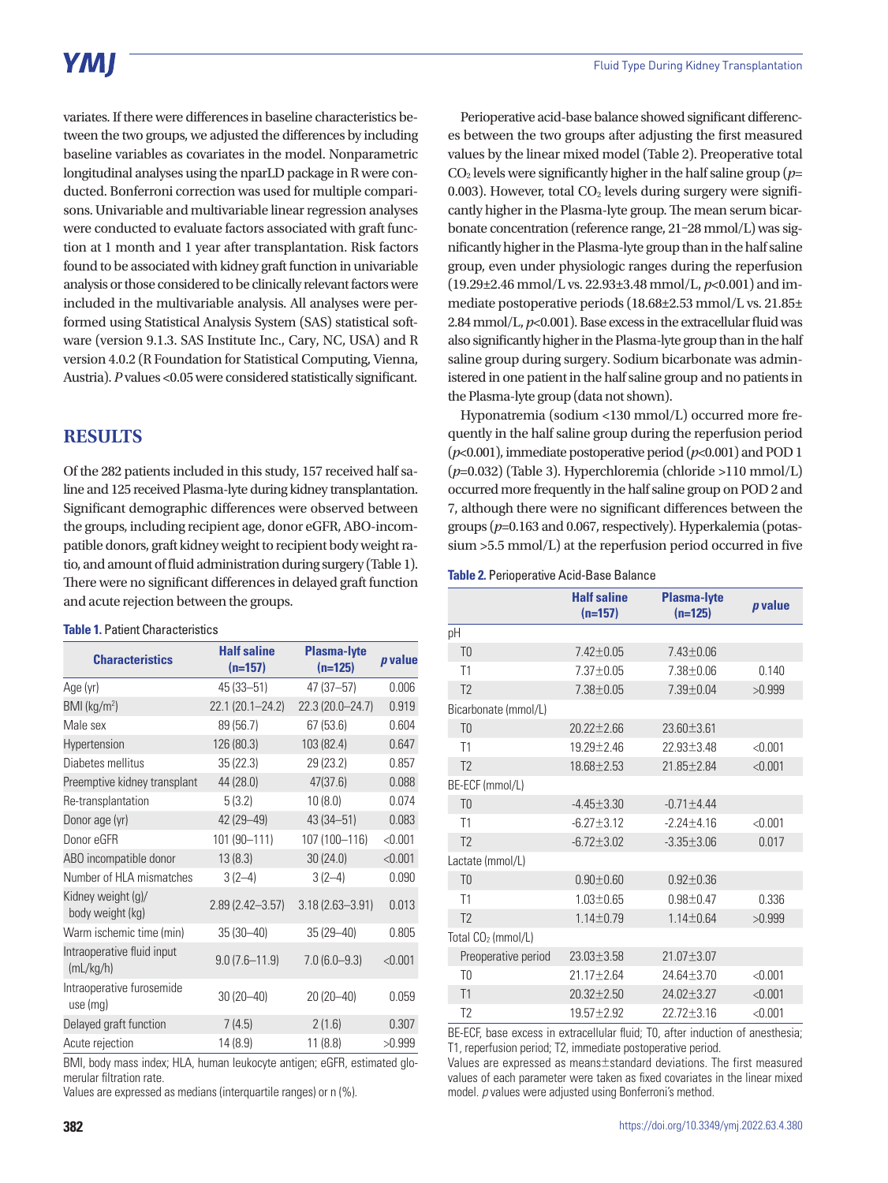variates. If there were differences in baseline characteristics between the two groups, we adjusted the differences by including baseline variables as covariates in the model. Nonparametric longitudinal analyses using the nparLD package in R were conducted. Bonferroni correction was used for multiple comparisons. Univariable and multivariable linear regression analyses were conducted to evaluate factors associated with graft function at 1 month and 1 year after transplantation. Risk factors found to be associated with kidney graft function in univariable analysis or those considered to be clinically relevant factors were included in the multivariable analysis. All analyses were performed using Statistical Analysis System (SAS) statistical software (version 9.1.3. SAS Institute Inc., Cary, NC, USA) and R version 4.0.2 (R Foundation for Statistical Computing, Vienna, Austria). *P* values <0.05 were considered statistically significant.

## RESULTS

Of the 282 patients included in this study, 157 received half saline and 125 received Plasma-lyte during kidney transplantation. Significant demographic differences were observed between the groups, including recipient age, donor eGFR, ABO-incompatible donors, graft kidney weight to recipient body weight ratio, and amount of fluid administration during surgery (Table 1). There were no significant differences in delayed graft function and acute rejection between the groups.

**Table 1.** Patient Characteristics

| Characteristics | Half saline (n=157) | Plasma-lyte (n=125) | *p* value |
|---|---|---|---|
| Age (yr) | 45 (33–51) | 47 (37–57) | 0.006 |
| BMI (kg/m$^2$) | 22.1 (20.1–24.2) | 22.3 (20.0–24.7) | 0.919 |
| Male sex | 89 (56.7) | 67 (53.6) | 0.604 |
| Hypertension | 126 (80.3) | 103 (82.4) | 0.647 |
| Diabetes mellitus | 35 (22.3) | 29 (23.2) | 0.857 |
| Preemptive kidney transplant | 44 (28.0) | 47(37.6) | 0.088 |
| Re-transplantation | 5 (3.2) | 10 (8.0) | 0.074 |
| Donor age (yr) | 42 (29–49) | 43 (34–51) | 0.083 |
| Donor eGFR | 101 (90–111) | 107 (100–116) | <0.001 |
| ABO incompatible donor | 13 (8.3) | 30 (24.0) | <0.001 |
| Number of HLA mismatches | 3 (2–4) | 3 (2–4) | 0.090 |
| Kidney weight (g)/ body weight (kg) | 2.89 (2.42–3.57) | 3.18 (2.63–3.91) | 0.013 |
| Warm ischemic time (min) | 35 (30–40) | 35 (29–40) | 0.805 |
| Intraoperative fluid input (mL/kg/h) | 9.0 (7.6–11.9) | 7.0 (6.0–9.3) | <0.001 |
| Intraoperative furosemide use (mg) | 30 (20–40) | 20 (20–40) | 0.059 |
| Delayed graft function | 7 (4.5) | 2 (1.6) | 0.307 |
| Acute rejection | 14 (8.9) | 11 (8.8) | >0.999 |

BMI, body mass index; HLA, human leukocyte antigen; eGFR, estimated glomerular filtration rate.
Values are expressed as medians (interquartile ranges) or n (%).

Perioperative acid-base balance showed significant differences between the two groups after adjusting the first measured values by the linear mixed model (Table 2). Preoperative total $CO_2$ levels were significantly higher in the half saline group ($p$=0.003). However, total $CO_2$ levels during surgery were significantly higher in the Plasma-lyte group. The mean serum bicarbonate concentration (reference range, 21–28 mmol/L) was significantly higher in the Plasma-lyte group than in the half saline group, even under physiologic ranges during the reperfusion (19.29±2.46 mmol/L vs. 22.93±3.48 mmol/L, $p$<0.001) and immediate postoperative periods (18.68±2.53 mmol/L vs. 21.85±2.84 mmol/L, $p$<0.001). Base excess in the extracellular fluid was also significantly higher in the Plasma-lyte group than in the half saline group during surgery. Sodium bicarbonate was administered in one patient in the half saline group and no patients in the Plasma-lyte group (data not shown).

Hyponatremia (sodium <130 mmol/L) occurred more frequently in the half saline group during the reperfusion period ($p$<0.001), immediate postoperative period ($p$<0.001) and POD 1 ($p$=0.032) (Table 3). Hyperchloremia (chloride >110 mmol/L) occurred more frequently in the half saline group on POD 2 and 7, although there were no significant differences between the groups ($p$=0.163 and 0.067, respectively). Hyperkalemia (potassium >5.5 mmol/L) at the reperfusion period occurred in five

**Table 2.** Perioperative Acid-Base Balance

| | Half saline (n=157) | Plasma-lyte (n=125) | *p* value |
|---|---|---|---|
| pH | | | |
| T0 | 7.42±0.05 | 7.43±0.06 | |
| T1 | 7.37±0.05 | 7.38±0.06 | 0.140 |
| T2 | 7.38±0.05 | 7.39±0.04 | >0.999 |
| Bicarbonate (mmol/L) | | | |
| T0 | 20.22±2.66 | 23.60±3.61 | |
| T1 | 19.29±2.46 | 22.93±3.48 | <0.001 |
| T2 | 18.68±2.53 | 21.85±2.84 | <0.001 |
| BE-ECF (mmol/L) | | | |
| T0 | -4.45±3.30 | -0.71±4.44 | |
| T1 | -6.27±3.12 | -2.24±4.16 | <0.001 |
| T2 | -6.72±3.02 | -3.35±3.06 | 0.017 |
| Lactate (mmol/L) | | | |
| T0 | 0.90±0.60 | 0.92±0.36 | |
| T1 | 1.03±0.65 | 0.98±0.47 | 0.336 |
| T2 | 1.14±0.79 | 1.14±0.64 | >0.999 |
| Total $CO_2$ (mmol/L) | | | |
| Preoperative period | 23.03±3.58 | 21.07±3.07 | |
| T0 | 21.17±2.64 | 24.64±3.70 | <0.001 |
| T1 | 20.32±2.50 | 24.02±3.27 | <0.001 |
| T2 | 19.57±2.92 | 22.72±3.16 | <0.001 |

BE-ECF, base excess in extracellular fluid; T0, after induction of anesthesia; T1, reperfusion period; T2, immediate postoperative period.
Values are expressed as means±standard deviations. The first measured values of each parameter were taken as fixed covariates in the linear mixed model. *p* values were adjusted using Bonferroni's method.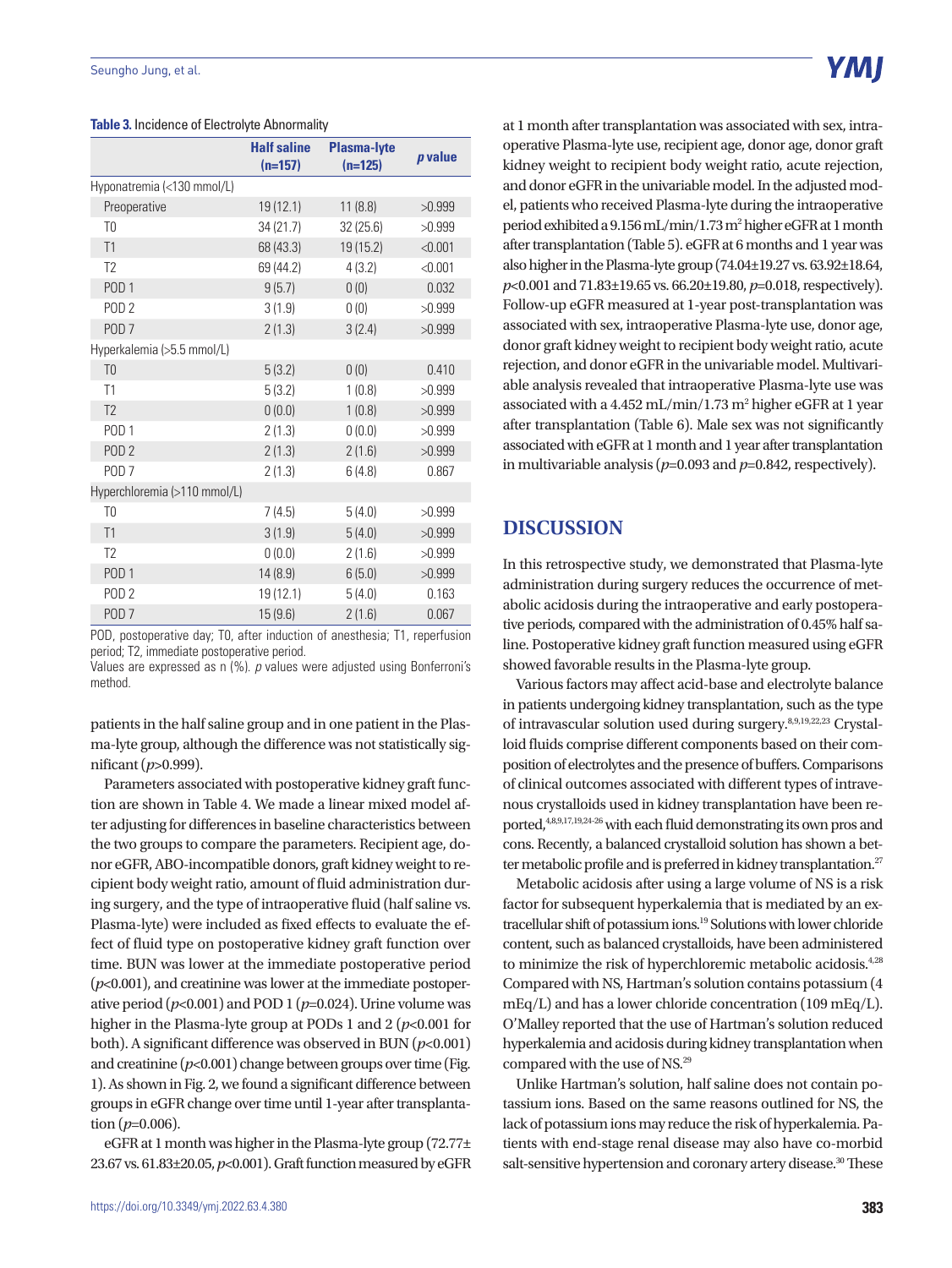**Table 3.** Incidence of Electrolyte Abnormality

| | Half saline (n=157) | Plasma-lyte (n=125) | *p* value |
|---|---|---|---|
| Hyponatremia (<130 mmol/L) | | | |
| Preoperative | 19 (12.1) | 11 (8.8) | >0.999 |
| T0 | 34 (21.7) | 32 (25.6) | >0.999 |
| T1 | 68 (43.3) | 19 (15.2) | <0.001 |
| T2 | 69 (44.2) | 4 (3.2) | <0.001 |
| POD 1 | 9 (5.7) | 0 (0) | 0.032 |
| POD 2 | 3 (1.9) | 0 (0) | >0.999 |
| POD 7 | 2 (1.3) | 3 (2.4) | >0.999 |
| Hyperkalemia (>5.5 mmol/L) | | | |
| T0 | 5 (3.2) | 0 (0) | 0.410 |
| T1 | 5 (3.2) | 1 (0.8) | >0.999 |
| T2 | 0 (0.0) | 1 (0.8) | >0.999 |
| POD 1 | 2 (1.3) | 0 (0.0) | >0.999 |
| POD 2 | 2 (1.3) | 2 (1.6) | >0.999 |
| POD 7 | 2 (1.3) | 6 (4.8) | 0.867 |
| Hyperchloremia (>110 mmol/L) | | | |
| T0 | 7 (4.5) | 5 (4.0) | >0.999 |
| T1 | 3 (1.9) | 5 (4.0) | >0.999 |
| T2 | 0 (0.0) | 2 (1.6) | >0.999 |
| POD 1 | 14 (8.9) | 6 (5.0) | >0.999 |
| POD 2 | 19 (12.1) | 5 (4.0) | 0.163 |
| POD 7 | 15 (9.6) | 2 (1.6) | 0.067 |

POD, postoperative day; T0, after induction of anesthesia; T1, reperfusion period; T2, immediate postoperative period.
Values are expressed as n (%). *p* values were adjusted using Bonferroni's method.

patients in the half saline group and in one patient in the Plasma-lyte group, although the difference was not statistically significant ($p$>0.999).

Parameters associated with postoperative kidney graft function are shown in Table 4. We made a linear mixed model after adjusting for differences in baseline characteristics between the two groups to compare the parameters. Recipient age, donor eGFR, ABO-incompatible donors, graft kidney weight to recipient body weight ratio, amount of fluid administration during surgery, and the type of intraoperative fluid (half saline vs. Plasma-lyte) were included as fixed effects to evaluate the effect of fluid type on postoperative kidney graft function over time. BUN was lower at the immediate postoperative period ($p$<0.001), and creatinine was lower at the immediate postoperative period ($p$<0.001) and POD 1 ($p$=0.024). Urine volume was higher in the Plasma-lyte group at PODs 1 and 2 ($p$<0.001 for both). A significant difference was observed in BUN ($p$<0.001) and creatinine ($p$<0.001) change between groups over time (Fig. 1). As shown in Fig. 2, we found a significant difference between groups in eGFR change over time until 1-year after transplantation ($p$=0.006).

eGFR at 1 month was higher in the Plasma-lyte group (72.77±23.67 vs. 61.83±20.05, $p$<0.001). Graft function measured by eGFR at 1 month after transplantation was associated with sex, intraoperative Plasma-lyte use, recipient age, donor age, donor graft kidney weight to recipient body weight ratio, acute rejection, and donor eGFR in the univariable model. In the adjusted model, patients who received Plasma-lyte during the intraoperative period exhibited a 9.156 mL/min/1.73 $m^2$ higher eGFR at 1 month after transplantation (Table 5). eGFR at 6 months and 1 year was also higher in the Plasma-lyte group (74.04±19.27 vs. 63.92±18.64, $p$<0.001 and 71.83±19.65 vs. 66.20±19.80, $p$=0.018, respectively). Follow-up eGFR measured at 1-year post-transplantation was associated with sex, intraoperative Plasma-lyte use, donor age, donor graft kidney weight to recipient body weight ratio, acute rejection, and donor eGFR in the univariable model. Multivariable analysis revealed that intraoperative Plasma-lyte use was associated with a 4.452 mL/min/1.73 $m^2$ higher eGFR at 1 year after transplantation (Table 6). Male sex was not significantly associated with eGFR at 1 month and 1 year after transplantation in multivariable analysis ($p$=0.093 and $p$=0.842, respectively).

## DISCUSSION

In this retrospective study, we demonstrated that Plasma-lyte administration during surgery reduces the occurrence of metabolic acidosis during the intraoperative and early postoperative periods, compared with the administration of 0.45% half saline. Postoperative kidney graft function measured using eGFR showed favorable results in the Plasma-lyte group.

Various factors may affect acid-base and electrolyte balance in patients undergoing kidney transplantation, such as the type of intravascular solution used during surgery.[8,9,19,22,23] Crystalloid fluids comprise different components based on their composition of electrolytes and the presence of buffers. Comparisons of clinical outcomes associated with different types of intravenous crystalloids used in kidney transplantation have been reported,[4,8,9,17,19,24-26] with each fluid demonstrating its own pros and cons. Recently, a balanced crystalloid solution has shown a better metabolic profile and is preferred in kidney transplantation.[27]

Metabolic acidosis after using a large volume of NS is a risk factor for subsequent hyperkalemia that is mediated by an extracellular shift of potassium ions.[19] Solutions with lower chloride content, such as balanced crystalloids, have been administered to minimize the risk of hyperchloremic metabolic acidosis.[4,28] Compared with NS, Hartman's solution contains potassium (4 mEq/L) and has a lower chloride concentration (109 mEq/L). O'Malley reported that the use of Hartman's solution reduced hyperkalemia and acidosis during kidney transplantation when compared with the use of NS.[29]

Unlike Hartman's solution, half saline does not contain potassium ions. Based on the same reasons outlined for NS, the lack of potassium ions may reduce the risk of hyperkalemia. Patients with end-stage renal disease may also have co-morbid salt-sensitive hypertension and coronary artery disease.[30] These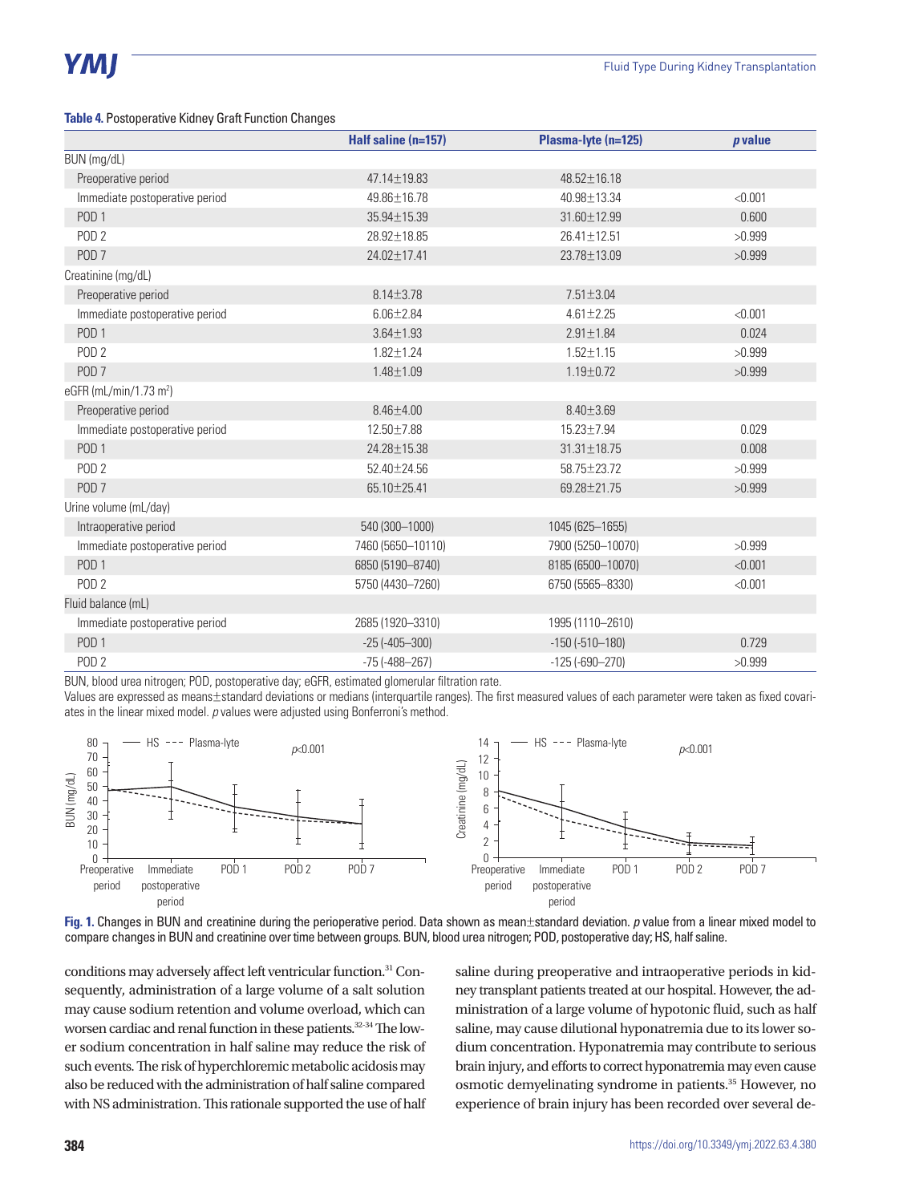**Table 4.** Postoperative Kidney Graft Function Changes

| | Half saline (n=157) | Plasma-lyte (n=125) | *p* value |
|---|---|---|---|
| BUN (mg/dL) | | | |
| Preoperative period | 47.14±19.83 | 48.52±16.18 | |
| Immediate postoperative period | 49.86±16.78 | 40.98±13.34 | <0.001 |
| POD 1 | 35.94±15.39 | 31.60±12.99 | 0.600 |
| POD 2 | 28.92±18.85 | 26.41±12.51 | >0.999 |
| POD 7 | 24.02±17.41 | 23.78±13.09 | >0.999 |
| Creatinine (mg/dL) | | | |
| Preoperative period | 8.14±3.78 | 7.51±3.04 | |
| Immediate postoperative period | 6.06±2.84 | 4.61±2.25 | <0.001 |
| POD 1 | 3.64±1.93 | 2.91±1.84 | 0.024 |
| POD 2 | 1.82±1.24 | 1.52±1.15 | >0.999 |
| POD 7 | 1.48±1.09 | 1.19±0.72 | >0.999 |
| eGFR (mL/min/1.73 $m^2$) | | | |
| Preoperative period | 8.46±4.00 | 8.40±3.69 | |
| Immediate postoperative period | 12.50±7.88 | 15.23±7.94 | 0.029 |
| POD 1 | 24.28±15.38 | 31.31±18.75 | 0.008 |
| POD 2 | 52.40±24.56 | 58.75±23.72 | >0.999 |
| POD 7 | 65.10±25.41 | 69.28±21.75 | >0.999 |
| Urine volume (mL/day) | | | |
| Intraoperative period | 540 (300–1000) | 1045 (625–1655) | |
| Immediate postoperative period | 7460 (5650–10110) | 7900 (5250–10070) | >0.999 |
| POD 1 | 6850 (5190–8740) | 8185 (6500–10070) | <0.001 |
| POD 2 | 5750 (4430–7260) | 6750 (5565–8330) | <0.001 |
| Fluid balance (mL) | | | |
| Immediate postoperative period | 2685 (1920–3310) | 1995 (1110–2610) | |
| POD 1 | -25 (-405–300) | -150 (-510–180) | 0.729 |
| POD 2 | -75 (-488–267) | -125 (-690–270) | >0.999 |

BUN, blood urea nitrogen; POD, postoperative day; eGFR, estimated glomerular filtration rate.
Values are expressed as means±standard deviations or medians (interquartile ranges). The first measured values of each parameter were taken as fixed covariates in the linear mixed model. *p* values were adjusted using Bonferroni's method.

**Fig. 1.** Changes in BUN and creatinine during the perioperative period. Data shown as mean±standard deviation. *p* value from a linear mixed model to compare changes in BUN and creatinine over time between groups. BUN, blood urea nitrogen; POD, postoperative day; HS, half saline.

conditions may adversely affect left ventricular function.[31] Consequently, administration of a large volume of a salt solution may cause sodium retention and volume overload, which can worsen cardiac and renal function in these patients.[32-34] The lower sodium concentration in half saline may reduce the risk of such events. The risk of hyperchloremic metabolic acidosis may also be reduced with the administration of half saline compared with NS administration. This rationale supported the use of half saline during preoperative and intraoperative periods in kidney transplant patients treated at our hospital. However, the administration of a large volume of hypotonic fluid, such as half saline, may cause dilutional hyponatremia due to its lower sodium concentration. Hyponatremia may contribute to serious brain injury, and efforts to correct hyponatremia may even cause osmotic demyelinating syndrome in patients.[35] However, no experience of brain injury has been recorded over several de-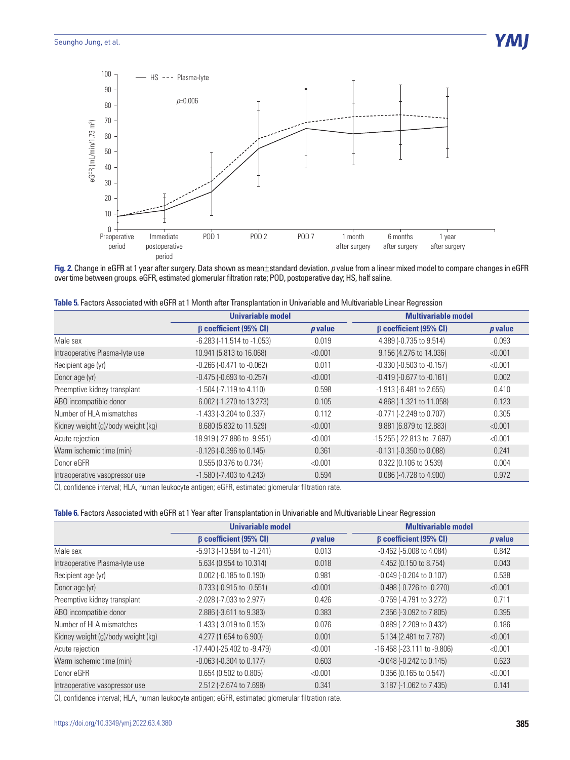**Fig. 2.** Change in eGFR at 1 year after surgery. Data shown as mean±standard deviation. *p* value from a linear mixed model to compare changes in eGFR over time between groups. eGFR, estimated glomerular filtration rate; POD, postoperative day; HS, half saline.

**Table 5.** Factors Associated with eGFR at 1 Month after Transplantation in Univariable and Multivariable Linear Regression

| | Univariable model | | Multivariable model | |
|---|---|---|---|---|
| | β coefficient (95% CI) | *p* value | β coefficient (95% CI) | *p* value |
| Male sex | -6.283 (-11.514 to -1.053) | 0.019 | 4.389 (-0.735 to 9.514) | 0.093 |
| Intraoperative Plasma-lyte use | 10.941 (5.813 to 16.068) | <0.001 | 9.156 (4.276 to 14.036) | <0.001 |
| Recipient age (yr) | -0.266 (-0.471 to -0.062) | 0.011 | -0.330 (-0.503 to -0.157) | <0.001 |
| Donor age (yr) | -0.475 (-0.693 to -0.257) | <0.001 | -0.419 (-0.677 to -0.161) | 0.002 |
| Preemptive kidney transplant | -1.504 (-7.119 to 4.110) | 0.598 | -1.913 (-6.481 to 2.655) | 0.410 |
| ABO incompatible donor | 6.002 (-1.270 to 13.273) | 0.105 | 4.868 (-1.321 to 11.058) | 0.123 |
| Number of HLA mismatches | -1.433 (-3.204 to 0.337) | 0.112 | -0.771 (-2.249 to 0.707) | 0.305 |
| Kidney weight (g)/body weight (kg) | 8.680 (5.832 to 11.529) | <0.001 | 9.881 (6.879 to 12.883) | <0.001 |
| Acute rejection | -18.919 (-27.886 to -9.951) | <0.001 | -15.255 (-22.813 to -7.697) | <0.001 |
| Warm ischemic time (min) | -0.126 (-0.396 to 0.145) | 0.361 | -0.131 (-0.350 to 0.088) | 0.241 |
| Donor eGFR | 0.555 (0.376 to 0.734) | <0.001 | 0.322 (0.106 to 0.539) | 0.004 |
| Intraoperative vasopressor use | -1.580 (-7.403 to 4.243) | 0.594 | 0.086 (-4.728 to 4.900) | 0.972 |

CI, confidence interval; HLA, human leukocyte antigen; eGFR, estimated glomerular filtration rate.

**Table 6.** Factors Associated with eGFR at 1 Year after Transplantation in Univariable and Multivariable Linear Regression

| | Univariable model | | Multivariable model | |
|---|---|---|---|---|
| | β coefficient (95% CI) | *p* value | β coefficient (95% CI) | *p* value |
| Male sex | -5.913 (-10.584 to -1.241) | 0.013 | -0.462 (-5.008 to 4.084) | 0.842 |
| Intraoperative Plasma-lyte use | 5.634 (0.954 to 10.314) | 0.018 | 4.452 (0.150 to 8.754) | 0.043 |
| Recipient age (yr) | 0.002 (-0.185 to 0.190) | 0.981 | -0.049 (-0.204 to 0.107) | 0.538 |
| Donor age (yr) | -0.733 (-0.915 to -0.551) | <0.001 | -0.498 (-0.726 to -0.270) | <0.001 |
| Preemptive kidney transplant | -2.028 (-7.033 to 2.977) | 0.426 | -0.759 (-4.791 to 3.272) | 0.711 |
| ABO incompatible donor | 2.886 (-3.611 to 9.383) | 0.383 | 2.356 (-3.092 to 7.805) | 0.395 |
| Number of HLA mismatches | -1.433 (-3.019 to 0.153) | 0.076 | -0.889 (-2.209 to 0.432) | 0.186 |
| Kidney weight (g)/body weight (kg) | 4.277 (1.654 to 6.900) | 0.001 | 5.134 (2.481 to 7.787) | <0.001 |
| Acute rejection | -17.440 (-25.402 to -9.479) | <0.001 | -16.458 (-23.111 to -9.806) | <0.001 |
| Warm ischemic time (min) | -0.063 (-0.304 to 0.177) | 0.603 | -0.048 (-0.242 to 0.145) | 0.623 |
| Donor eGFR | 0.654 (0.502 to 0.805) | <0.001 | 0.356 (0.165 to 0.547) | <0.001 |
| Intraoperative vasopressor use | 2.512 (-2.674 to 7.698) | 0.341 | 3.187 (-1.062 to 7.435) | 0.141 |

CI, confidence interval; HLA, human leukocyte antigen; eGFR, estimated glomerular filtration rate.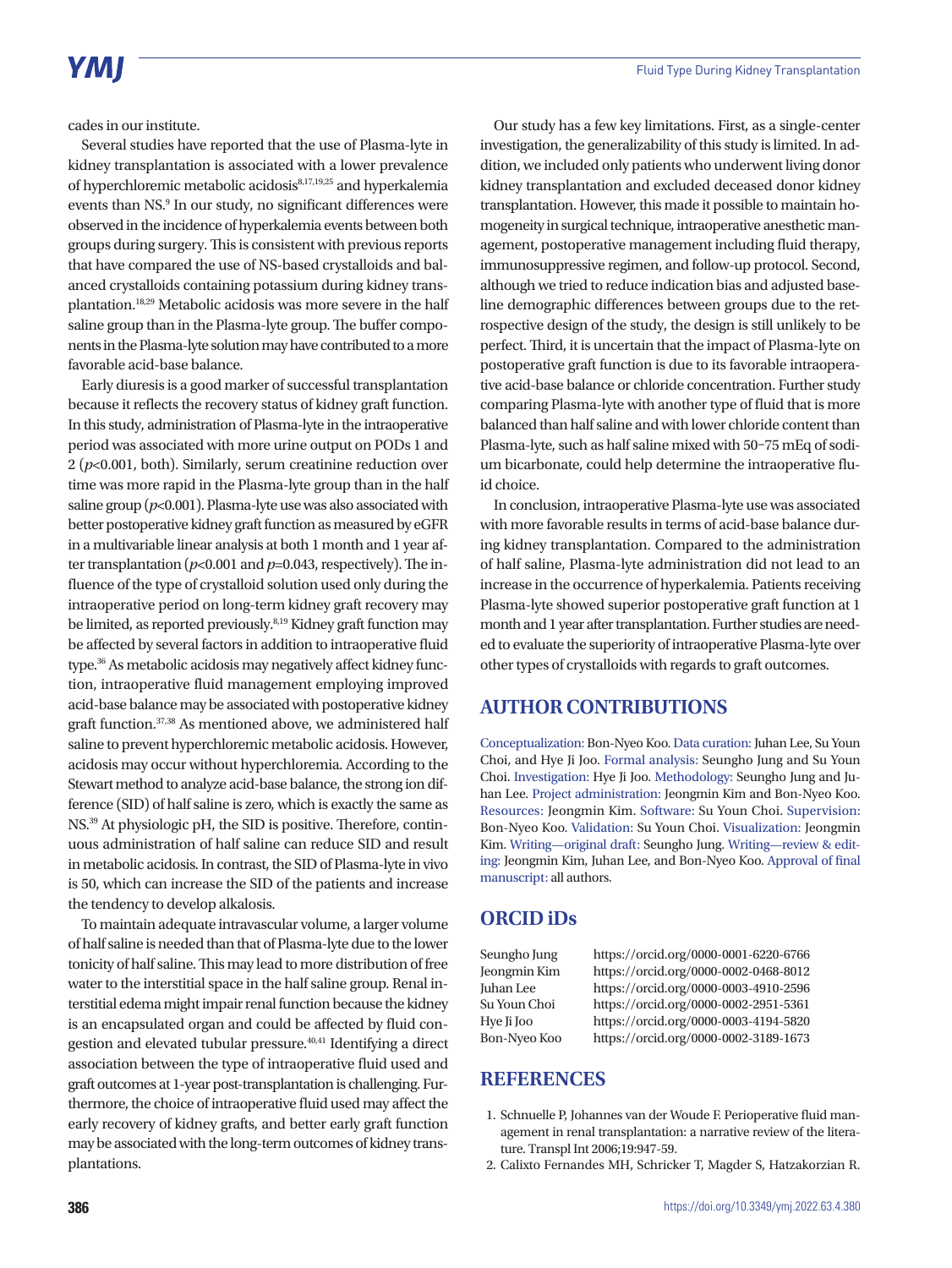cades in our institute.

Several studies have reported that the use of Plasma-lyte in kidney transplantation is associated with a lower prevalence of hyperchloremic metabolic acidosis[8,17,19,25] and hyperkalemia events than NS.[9] In our study, no significant differences were observed in the incidence of hyperkalemia events between both groups during surgery. This is consistent with previous reports that have compared the use of NS-based crystalloids and balanced crystalloids containing potassium during kidney transplantation.[18,29] Metabolic acidosis was more severe in the half saline group than in the Plasma-lyte group. The buffer components in the Plasma-lyte solution may have contributed to a more favorable acid-base balance.

Early diuresis is a good marker of successful transplantation because it reflects the recovery status of kidney graft function. In this study, administration of Plasma-lyte in the intraoperative period was associated with more urine output on PODs 1 and 2 ($p<0.001$, both). Similarly, serum creatinine reduction over time was more rapid in the Plasma-lyte group than in the half saline group ($p<0.001$). Plasma-lyte use was also associated with better postoperative kidney graft function as measured by eGFR in a multivariable linear analysis at both 1 month and 1 year after transplantation ($p<0.001$ and $p=0.043$, respectively). The influence of the type of crystalloid solution used only during the intraoperative period on long-term kidney graft recovery may be limited, as reported previously.[8,19] Kidney graft function may be affected by several factors in addition to intraoperative fluid type.[36] As metabolic acidosis may negatively affect kidney function, intraoperative fluid management employing improved acid-base balance may be associated with postoperative kidney graft function.[37,38] As mentioned above, we administered half saline to prevent hyperchloremic metabolic acidosis. However, acidosis may occur without hyperchloremia. According to the Stewart method to analyze acid-base balance, the strong ion difference (SID) of half saline is zero, which is exactly the same as NS.[39] At physiologic pH, the SID is positive. Therefore, continuous administration of half saline can reduce SID and result in metabolic acidosis. In contrast, the SID of Plasma-lyte in vivo is 50, which can increase the SID of the patients and increase the tendency to develop alkalosis.

To maintain adequate intravascular volume, a larger volume of half saline is needed than that of Plasma-lyte due to the lower tonicity of half saline. This may lead to more distribution of free water to the interstitial space in the half saline group. Renal interstitial edema might impair renal function because the kidney is an encapsulated organ and could be affected by fluid congestion and elevated tubular pressure.[40,41] Identifying a direct association between the type of intraoperative fluid used and graft outcomes at 1-year post-transplantation is challenging. Furthermore, the choice of intraoperative fluid used may affect the early recovery of kidney grafts, and better early graft function may be associated with the long-term outcomes of kidney transplantations.

Our study has a few key limitations. First, as a single-center investigation, the generalizability of this study is limited. In addition, we included only patients who underwent living donor kidney transplantation and excluded deceased donor kidney transplantation. However, this made it possible to maintain homogeneity in surgical technique, intraoperative anesthetic management, postoperative management including fluid therapy, immunosuppressive regimen, and follow-up protocol. Second, although we tried to reduce indication bias and adjusted baseline demographic differences between groups due to the retrospective design of the study, the design is still unlikely to be perfect. Third, it is uncertain that the impact of Plasma-lyte on postoperative graft function is due to its favorable intraoperative acid-base balance or chloride concentration. Further study comparing Plasma-lyte with another type of fluid that is more balanced than half saline and with lower chloride content than Plasma-lyte, such as half saline mixed with 50–75 mEq of sodium bicarbonate, could help determine the intraoperative fluid choice.

In conclusion, intraoperative Plasma-lyte use was associated with more favorable results in terms of acid-base balance during kidney transplantation. Compared to the administration of half saline, Plasma-lyte administration did not lead to an increase in the occurrence of hyperkalemia. Patients receiving Plasma-lyte showed superior postoperative graft function at 1 month and 1 year after transplantation. Further studies are needed to evaluate the superiority of intraoperative Plasma-lyte over other types of crystalloids with regards to graft outcomes.

## AUTHOR CONTRIBUTIONS

Conceptualization: Bon-Nyeo Koo. Data curation: Juhan Lee, Su Youn Choi, and Hye Ji Joo. Formal analysis: Seungho Jung and Su Youn Choi. Investigation: Hye Ji Joo. Methodology: Seungho Jung and Juhan Lee. Project administration: Jeongmin Kim and Bon-Nyeo Koo. Resources: Jeongmin Kim. Software: Su Youn Choi. Supervision: Bon-Nyeo Koo. Validation: Su Youn Choi. Visualization: Jeongmin Kim. Writing—original draft: Seungho Jung. Writing—review & editing: Jeongmin Kim, Juhan Lee, and Bon-Nyeo Koo. Approval of final manuscript: all authors.

## ORCID iDs

| | |
|---|---|
| Seungho Jung | https://orcid.org/0000-0001-6220-6766 |
| Jeongmin Kim | https://orcid.org/0000-0002-0468-8012 |
| Juhan Lee | https://orcid.org/0000-0003-4910-2596 |
| Su Youn Choi | https://orcid.org/0000-0002-2951-5361 |
| Hye Ji Joo | https://orcid.org/0000-0003-4194-5820 |
| Bon-Nyeo Koo | https://orcid.org/0000-0002-3189-1673 |

## REFERENCES

1. Schnuelle P, Johannes van der Woude F. Perioperative fluid management in renal transplantation: a narrative review of the literature. Transpl Int 2006;19:947-59.
2. Calixto Fernandes MH, Schricker T, Magder S, Hatzakorzian R.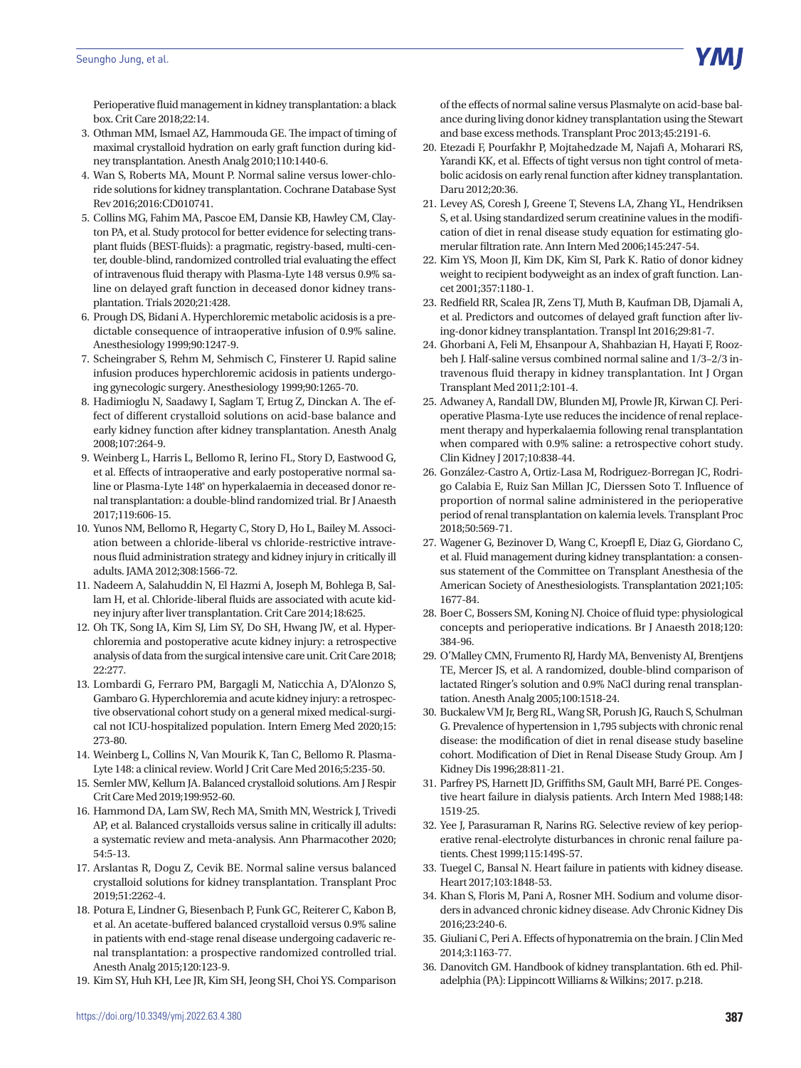Perioperative fluid management in kidney transplantation: a black box. Crit Care 2018;22:14.

3. Othman MM, Ismael AZ, Hammouda GE. The impact of timing of maximal crystalloid hydration on early graft function during kidney transplantation. Anesth Analg 2010;110:1440-6.
4. Wan S, Roberts MA, Mount P. Normal saline versus lower-chloride solutions for kidney transplantation. Cochrane Database Syst Rev 2016;2016:CD010741.
5. Collins MG, Fahim MA, Pascoe EM, Dansie KB, Hawley CM, Clayton PA, et al. Study protocol for better evidence for selecting transplant fluids (BEST-fluids): a pragmatic, registry-based, multi-center, double-blind, randomized controlled trial evaluating the effect of intravenous fluid therapy with Plasma-Lyte 148 versus 0.9% saline on delayed graft function in deceased donor kidney transplantation. Trials 2020;21:428.
6. Prough DS, Bidani A. Hyperchloremic metabolic acidosis is a predictable consequence of intraoperative infusion of 0.9% saline. Anesthesiology 1999;90:1247-9.
7. Scheingraber S, Rehm M, Sehmisch C, Finsterer U. Rapid saline infusion produces hyperchloremic acidosis in patients undergoing gynecologic surgery. Anesthesiology 1999;90:1265-70.
8. Hadimioglu N, Saadawy I, Saglam T, Ertug Z, Dinckan A. The effect of different crystalloid solutions on acid-base balance and early kidney function after kidney transplantation. Anesth Analg 2008;107:264-9.
9. Weinberg L, Harris L, Bellomo R, Ierino FL, Story D, Eastwood G, et al. Effects of intraoperative and early postoperative normal saline or Plasma-Lyte 148® on hyperkalaemia in deceased donor renal transplantation: a double-blind randomized trial. Br J Anaesth 2017;119:606-15.
10. Yunos NM, Bellomo R, Hegarty C, Story D, Ho L, Bailey M. Association between a chloride-liberal vs chloride-restrictive intravenous fluid administration strategy and kidney injury in critically ill adults. JAMA 2012;308:1566-72.
11. Nadeem A, Salahuddin N, El Hazmi A, Joseph M, Bohlega B, Sallam H, et al. Chloride-liberal fluids are associated with acute kidney injury after liver transplantation. Crit Care 2014;18:625.
12. Oh TK, Song IA, Kim SJ, Lim SY, Do SH, Hwang JW, et al. Hyperchloremia and postoperative acute kidney injury: a retrospective analysis of data from the surgical intensive care unit. Crit Care 2018; 22:277.
13. Lombardi G, Ferraro PM, Bargagli M, Naticchia A, D'Alonzo S, Gambaro G. Hyperchloremia and acute kidney injury: a retrospective observational cohort study on a general mixed medical-surgical not ICU-hospitalized population. Intern Emerg Med 2020;15: 273-80.
14. Weinberg L, Collins N, Van Mourik K, Tan C, Bellomo R. Plasma-Lyte 148: a clinical review. World J Crit Care Med 2016;5:235-50.
15. Semler MW, Kellum JA. Balanced crystalloid solutions. Am J Respir Crit Care Med 2019;199:952-60.
16. Hammond DA, Lam SW, Rech MA, Smith MN, Westrick J, Trivedi AP, et al. Balanced crystalloids versus saline in critically ill adults: a systematic review and meta-analysis. Ann Pharmacother 2020; 54:5-13.
17. Arslantas R, Dogu Z, Cevik BE. Normal saline versus balanced crystalloid solutions for kidney transplantation. Transplant Proc 2019;51:2262-4.
18. Potura E, Lindner G, Biesenbach P, Funk GC, Reiterer C, Kabon B, et al. An acetate-buffered balanced crystalloid versus 0.9% saline in patients with end-stage renal disease undergoing cadaveric renal transplantation: a prospective randomized controlled trial. Anesth Analg 2015;120:123-9.
19. Kim SY, Huh KH, Lee JR, Kim SH, Jeong SH, Choi YS. Comparison of the effects of normal saline versus Plasmalyte on acid-base balance during living donor kidney transplantation using the Stewart and base excess methods. Transplant Proc 2013;45:2191-6.
20. Etezadi F, Pourfakhr P, Mojtahedzade M, Najafi A, Moharari RS, Yarandi KK, et al. Effects of tight versus non tight control of metabolic acidosis on early renal function after kidney transplantation. Daru 2012;20:36.
21. Levey AS, Coresh J, Greene T, Stevens LA, Zhang YL, Hendriksen S, et al. Using standardized serum creatinine values in the modification of diet in renal disease study equation for estimating glomerular filtration rate. Ann Intern Med 2006;145:247-54.
22. Kim YS, Moon JI, Kim DK, Kim SI, Park K. Ratio of donor kidney weight to recipient bodyweight as an index of graft function. Lancet 2001;357:1180-1.
23. Redfield RR, Scalea JR, Zens TJ, Muth B, Kaufman DB, Djamali A, et al. Predictors and outcomes of delayed graft function after living-donor kidney transplantation. Transpl Int 2016;29:81-7.
24. Ghorbani A, Feli M, Ehsanpour A, Shahbazian H, Hayati F, Roozbeh J. Half-saline versus combined normal saline and 1/3–2/3 intravenous fluid therapy in kidney transplantation. Int J Organ Transplant Med 2011;2:101-4.
25. Adwaney A, Randall DW, Blunden MJ, Prowle JR, Kirwan CJ. Perioperative Plasma-Lyte use reduces the incidence of renal replacement therapy and hyperkalaemia following renal transplantation when compared with 0.9% saline: a retrospective cohort study. Clin Kidney J 2017;10:838-44.
26. González-Castro A, Ortiz-Lasa M, Rodriguez-Borregan JC, Rodrigo Calabia E, Ruiz San Millan JC, Dierssen Soto T. Influence of proportion of normal saline administered in the perioperative period of renal transplantation on kalemia levels. Transplant Proc 2018;50:569-71.
27. Wagener G, Bezinover D, Wang C, Kroepfl E, Diaz G, Giordano C, et al. Fluid management during kidney transplantation: a consensus statement of the Committee on Transplant Anesthesia of the American Society of Anesthesiologists. Transplantation 2021;105: 1677-84.
28. Boer C, Bossers SM, Koning NJ. Choice of fluid type: physiological concepts and perioperative indications. Br J Anaesth 2018;120: 384-96.
29. O'Malley CMN, Frumento RJ, Hardy MA, Benvenisty AI, Brentjens TE, Mercer JS, et al. A randomized, double-blind comparison of lactated Ringer's solution and 0.9% NaCl during renal transplantation. Anesth Analg 2005;100:1518-24.
30. Buckalew VM Jr, Berg RL, Wang SR, Porush JG, Rauch S, Schulman G. Prevalence of hypertension in 1,795 subjects with chronic renal disease: the modification of diet in renal disease study baseline cohort. Modification of Diet in Renal Disease Study Group. Am J Kidney Dis 1996;28:811-21.
31. Parfrey PS, Harnett JD, Griffiths SM, Gault MH, Barré PE. Congestive heart failure in dialysis patients. Arch Intern Med 1988;148: 1519-25.
32. Yee J, Parasuraman R, Narins RG. Selective review of key perioperative renal-electrolyte disturbances in chronic renal failure patients. Chest 1999;115:149S-57.
33. Tuegel C, Bansal N. Heart failure in patients with kidney disease. Heart 2017;103:1848-53.
34. Khan S, Floris M, Pani A, Rosner MH. Sodium and volume disorders in advanced chronic kidney disease. Adv Chronic Kidney Dis 2016;23:240-6.
35. Giuliani C, Peri A. Effects of hyponatremia on the brain. J Clin Med 2014;3:1163-77.
36. Danovitch GM. Handbook of kidney transplantation. 6th ed. Philadelphia (PA): Lippincott Williams & Wilkins; 2017. p.218.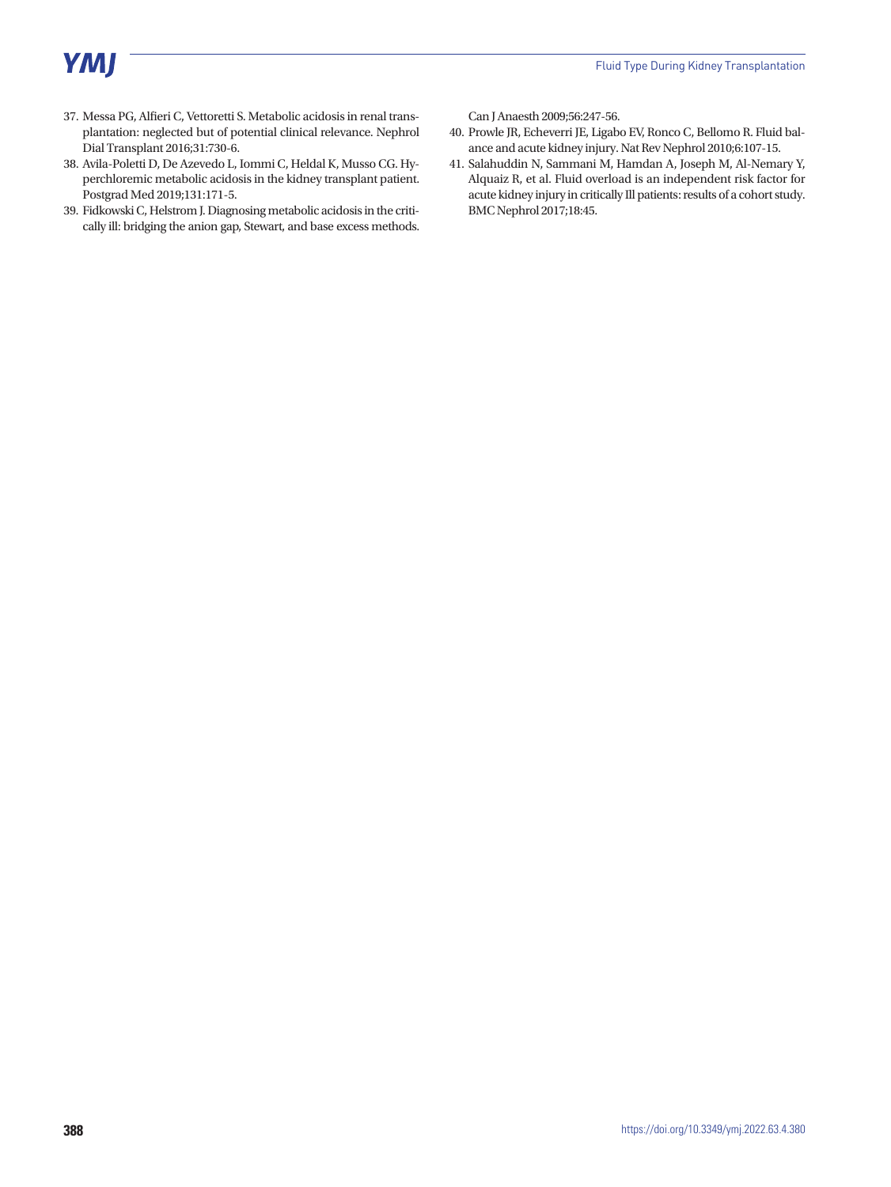37. Messa PG, Alfieri C, Vettoretti S. Metabolic acidosis in renal transplantation: neglected but of potential clinical relevance. Nephrol Dial Transplant 2016;31:730-6.
38. Avila-Poletti D, De Azevedo L, Iommi C, Heldal K, Musso CG. Hyperchloremic metabolic acidosis in the kidney transplant patient. Postgrad Med 2019;131:171-5.
39. Fidkowski C, Helstrom J. Diagnosing metabolic acidosis in the critically ill: bridging the anion gap, Stewart, and base excess methods. Can J Anaesth 2009;56:247-56.
40. Prowle JR, Echeverri JE, Ligabo EV, Ronco C, Bellomo R. Fluid balance and acute kidney injury. Nat Rev Nephrol 2010;6:107-15.
41. Salahuddin N, Sammani M, Hamdan A, Joseph M, Al-Nemary Y, Alquaiz R, et al. Fluid overload is an independent risk factor for acute kidney injury in critically Ill patients: results of a cohort study. BMC Nephrol 2017;18:45.